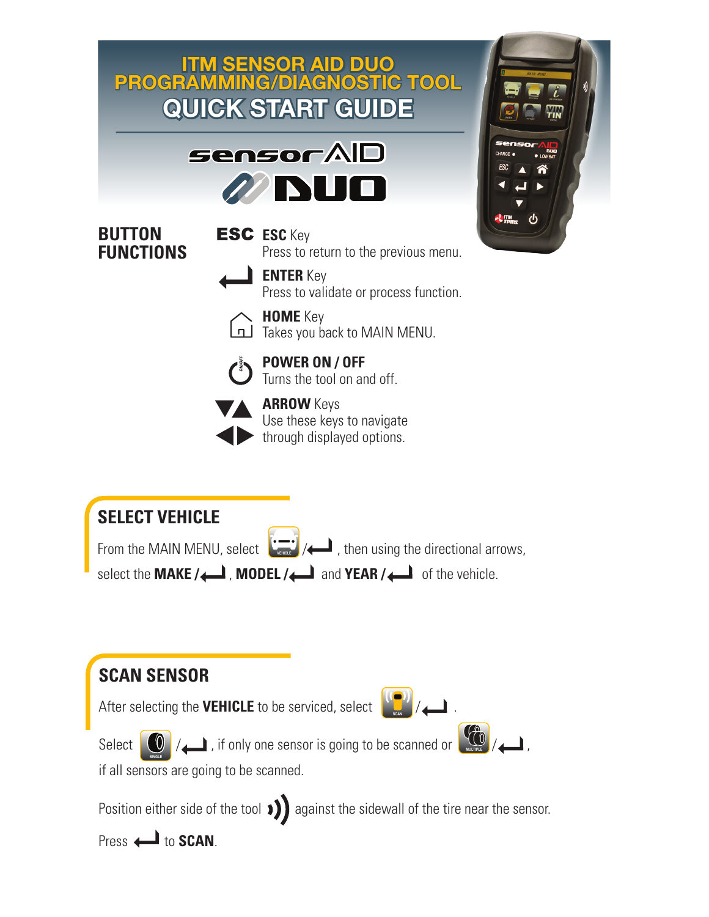# ITM SENSOR AID DUO PROGRAMMING/DIAGNOSTIC TOOL

# QUICK START GUIDE

## BUTTON FUNCTIONS

**ESC** Key
Press to return to the previous menu.

**ENTER** Key
Press to validate or process function.

**HOME** Key
Takes you back to MAIN MENU.

**POWER ON / OFF**
Turns the tool on and off.

**ARROW** Keys
Use these keys to navigate through displayed options.

## SELECT VEHICLE

From the MAIN MENU, select VEHICLE / ENTER, then using the directional arrows, select the **MAKE** / ENTER, **MODEL** / ENTER and **YEAR** / ENTER of the vehicle.

## SCAN SENSOR

After selecting the **VEHICLE** to be serviced, select SCAN / ENTER.

Select SINGLE / ENTER, if only one sensor is going to be scanned or MULTIPLE / ENTER, if all sensors are going to be scanned.

Position either side of the tool against the sidewall of the tire near the sensor.

Press ENTER to **SCAN**.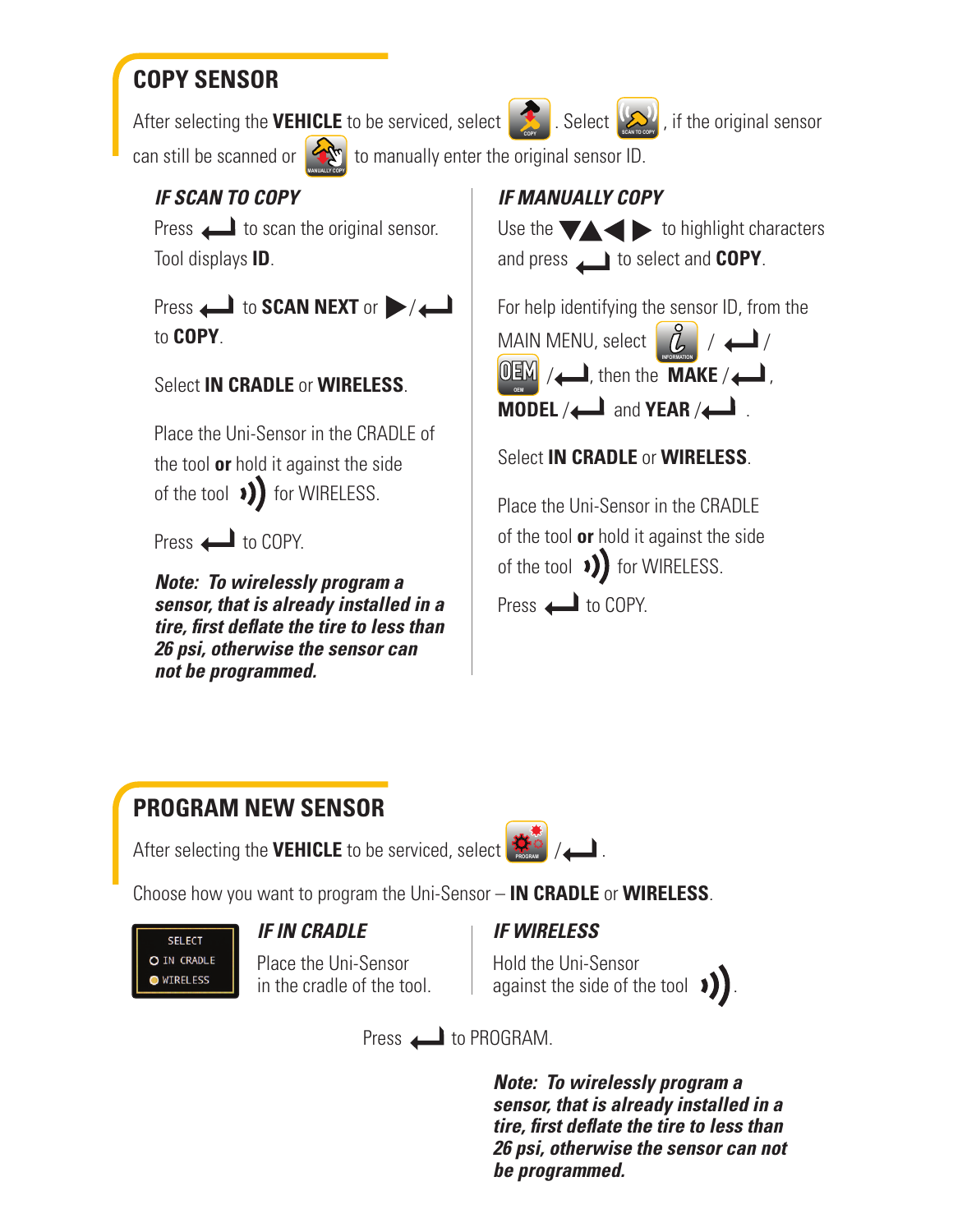## COPY SENSOR

After selecting the **VEHICLE** to be serviced, select COPY. Select SCAN TO COPY, if the original sensor can still be scanned or MANUALLY COPY to manually enter the original sensor ID.

### *IF SCAN TO COPY*

Press ↵ to scan the original sensor. Tool displays **ID**.

Press ↵ to **SCAN NEXT** or ▶/↵ to **COPY**.

Select **IN CRADLE** or **WIRELESS**.

Place the Uni-Sensor in the CRADLE of the tool **or** hold it against the side of the tool for WIRELESS.

Press ↵ to COPY.

***Note: To wirelessly program a sensor, that is already installed in a tire, first deflate the tire to less than 26 psi, otherwise the sensor can not be programmed.***

### *IF MANUALLY COPY*

Use the ▼▲◀ ▶ to highlight characters and press ↵ to select and **COPY**.

For help identifying the sensor ID, from the MAIN MENU, select INFORMATION / ↵ / OEM /↵, then the **MAKE** /↵, **MODEL** /↵ and **YEAR** /↵ .

Select **IN CRADLE** or **WIRELESS**.

Place the Uni-Sensor in the CRADLE of the tool **or** hold it against the side of the tool for WIRELESS.

Press ↵ to COPY.

## PROGRAM NEW SENSOR

After selecting the **VEHICLE** to be serviced, select PROGRAM /↵ .

Choose how you want to program the Uni-Sensor – **IN CRADLE** or **WIRELESS**.

SELECT
IN CRADLE
WIRELESS

### *IF IN CRADLE*

Place the Uni-Sensor in the cradle of the tool.

### *IF WIRELESS*

Hold the Uni-Sensor against the side of the tool.

Press ↵ to PROGRAM.

***Note: To wirelessly program a sensor, that is already installed in a tire, first deflate the tire to less than 26 psi, otherwise the sensor can not be programmed.***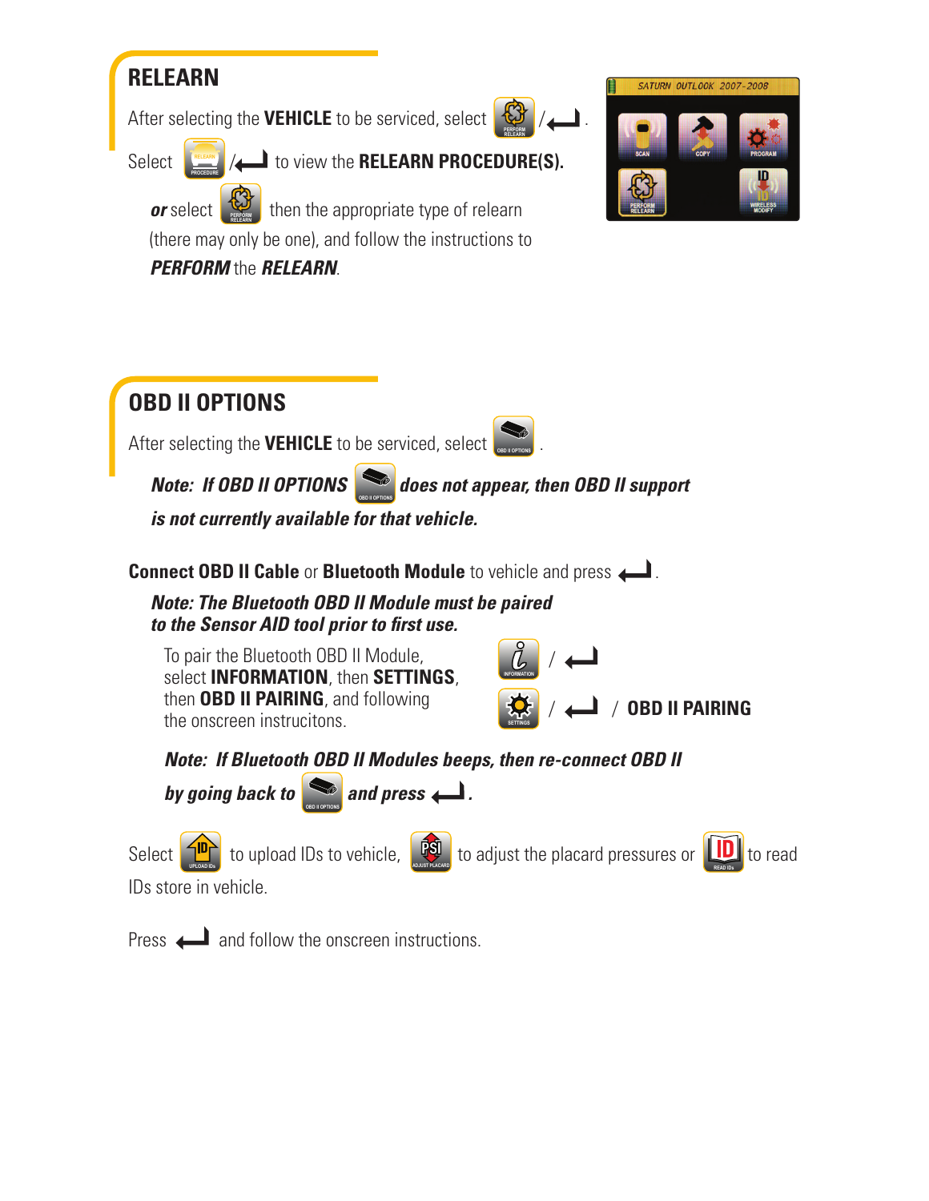## RELEARN

After selecting the **VEHICLE** to be serviced, select PERFORM RELEARN / ↵.

Select RELEARN PROCEDURE / ↵ to view the **RELEARN PROCEDURE(S).**

***or*** select PERFORM RELEARN then the appropriate type of relearn (there may only be one), and follow the instructions to ***PERFORM*** the ***RELEARN***.

## OBD II OPTIONS

After selecting the **VEHICLE** to be serviced, select OBD II OPTIONS.

***Note: If OBD II OPTIONS does not appear, then OBD II support is not currently available for that vehicle.***

**Connect OBD II Cable** or **Bluetooth Module** to vehicle and press ↵.

***Note: The Bluetooth OBD II Module must be paired to the Sensor AID tool prior to first use.***

To pair the Bluetooth OBD II Module, select **INFORMATION**, then **SETTINGS**, then **OBD II PAIRING**, and following the onscreen instruciton s.

INFORMATION / ↵

SETTINGS / ↵ / **OBD II PAIRING**

***Note: If Bluetooth OBD II Modules beeps, then re-connect OBD II by going back to OBD II OPTIONS and press ↵.***

Select UPLOAD IDs to upload IDs to vehicle, ADJUST PLACARD to adjust the placard pressures or READ IDs to read IDs store in vehicle.

Press ↵ and follow the onscreen instructions.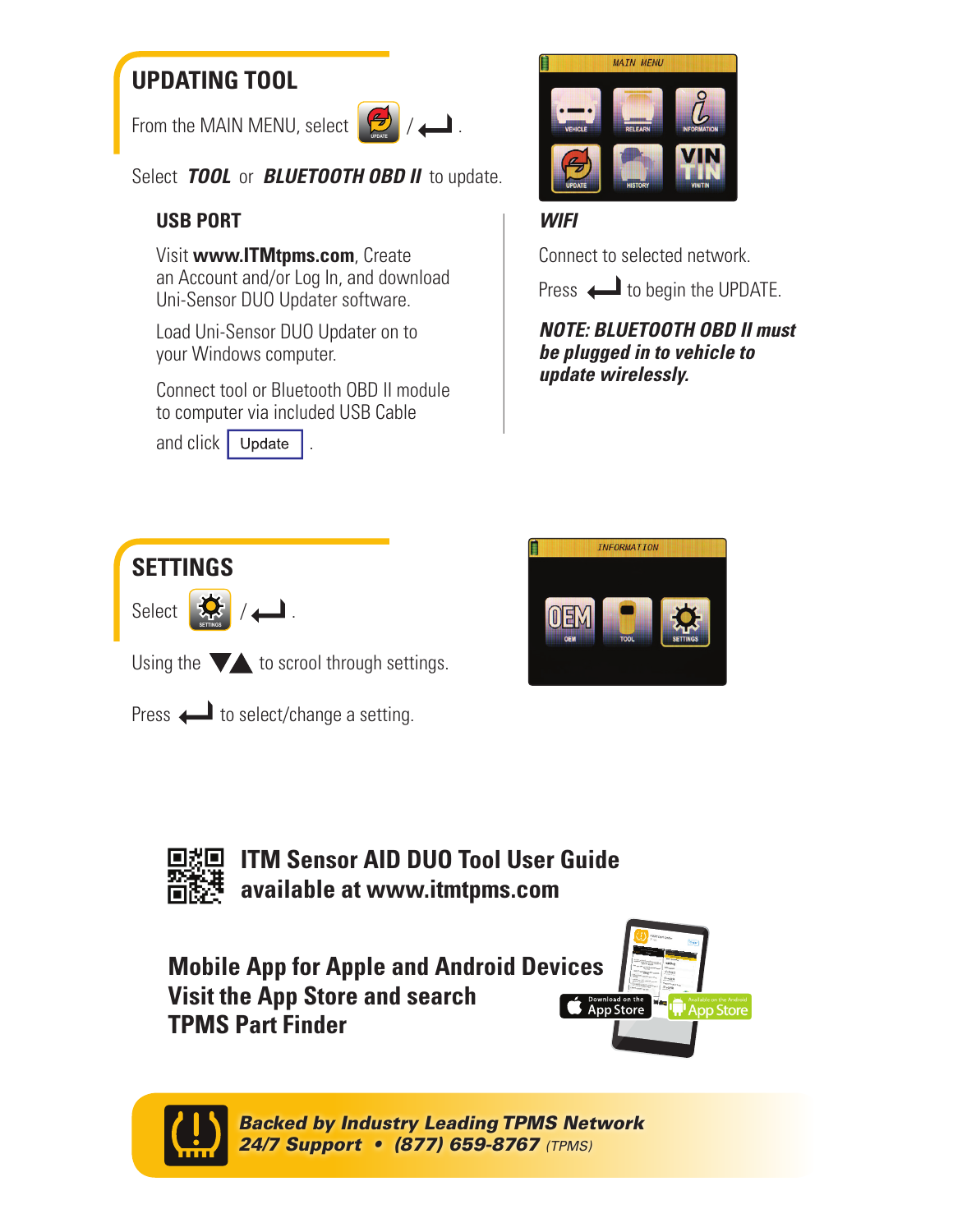## UPDATING TOOL

From the MAIN MENU, select / .

Select ***TOOL*** or ***BLUETOOTH OBD II*** to update.

### USB PORT

Visit **www.ITMtpms.com**, Create an Account and/or Log In, and download Uni-Sensor DUO Updater software.

Load Uni-Sensor DUO Updater on to your Windows computer.

Connect tool or Bluetooth OBD II module to computer via included USB Cable and click Update .

### *WIFI*

Connect to selected network.

Press to begin the UPDATE.

***NOTE: BLUETOOTH OBD II must be plugged in to vehicle to update wirelessly.***

## SETTINGS

Select / .

Using the ▼▲ to scrool through settings.

Press to select/change a setting.

**ITM Sensor AID DUO Tool User Guide available at www.itmtpms.com**

**Mobile App for Apple and Android Devices**
**Visit the App Store and search**
**TPMS Part Finder**

***Backed by Industry Leading TPMS Network***
***24/7 Support • (877) 659-8767*** *(TPMS)*